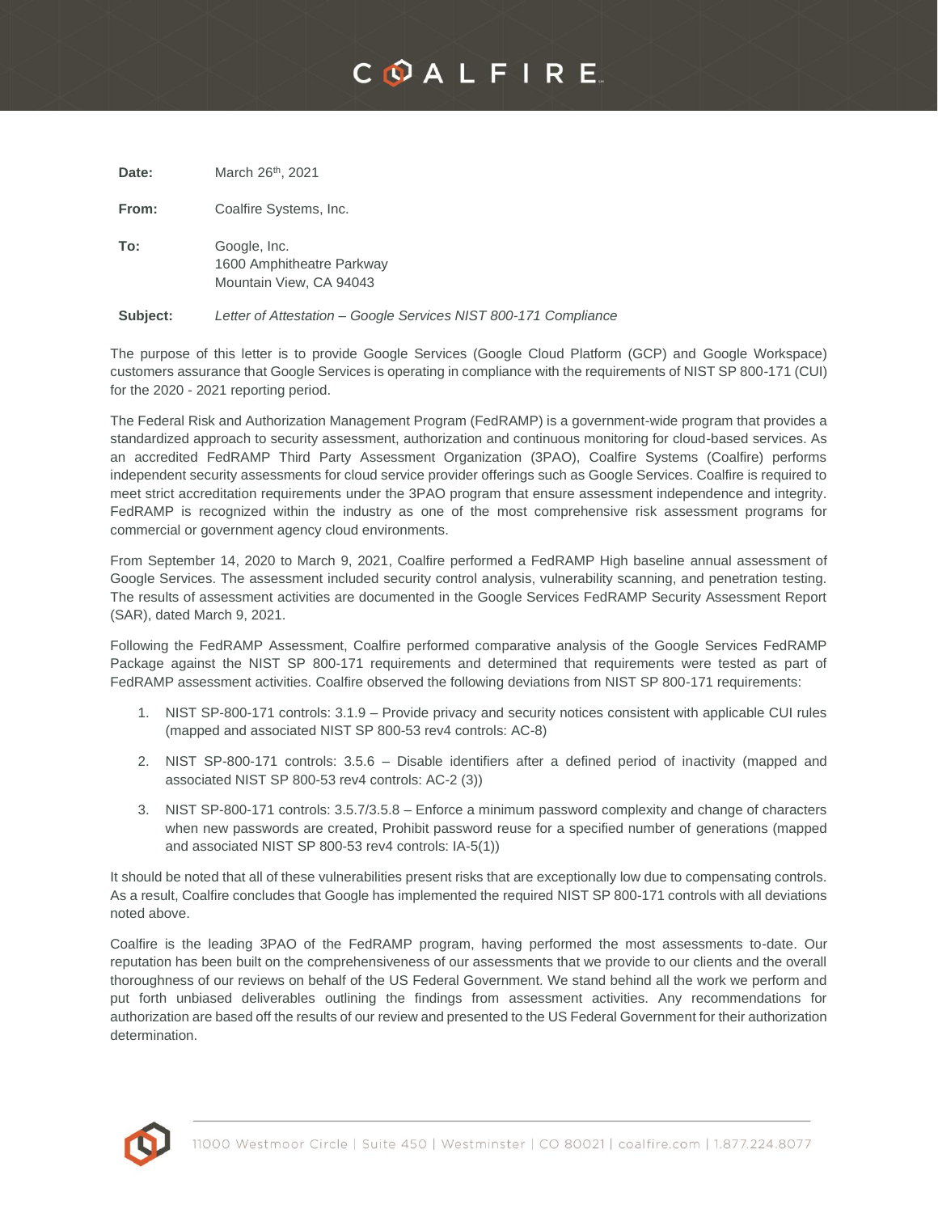# COALFIRE

**Date:** March 26th, 2021

**From:** Coalfire Systems, Inc.

**To:** Google, Inc.
1600 Amphitheatre Parkway
Mountain View, CA 94043

**Subject:** *Letter of Attestation – Google Services NIST 800-171 Compliance*

The purpose of this letter is to provide Google Services (Google Cloud Platform (GCP) and Google Workspace) customers assurance that Google Services is operating in compliance with the requirements of NIST SP 800-171 (CUI) for the 2020 - 2021 reporting period.

The Federal Risk and Authorization Management Program (FedRAMP) is a government-wide program that provides a standardized approach to security assessment, authorization and continuous monitoring for cloud-based services. As an accredited FedRAMP Third Party Assessment Organization (3PAO), Coalfire Systems (Coalfire) performs independent security assessments for cloud service provider offerings such as Google Services. Coalfire is required to meet strict accreditation requirements under the 3PAO program that ensure assessment independence and integrity. FedRAMP is recognized within the industry as one of the most comprehensive risk assessment programs for commercial or government agency cloud environments.

From September 14, 2020 to March 9, 2021, Coalfire performed a FedRAMP High baseline annual assessment of Google Services. The assessment included security control analysis, vulnerability scanning, and penetration testing. The results of assessment activities are documented in the Google Services FedRAMP Security Assessment Report (SAR), dated March 9, 2021.

Following the FedRAMP Assessment, Coalfire performed comparative analysis of the Google Services FedRAMP Package against the NIST SP 800-171 requirements and determined that requirements were tested as part of FedRAMP assessment activities. Coalfire observed the following deviations from NIST SP 800-171 requirements:

1. NIST SP-800-171 controls: 3.1.9 – Provide privacy and security notices consistent with applicable CUI rules (mapped and associated NIST SP 800-53 rev4 controls: AC-8)
2. NIST SP-800-171 controls: 3.5.6 – Disable identifiers after a defined period of inactivity (mapped and associated NIST SP 800-53 rev4 controls: AC-2 (3))
3. NIST SP-800-171 controls: 3.5.7/3.5.8 – Enforce a minimum password complexity and change of characters when new passwords are created, Prohibit password reuse for a specified number of generations (mapped and associated NIST SP 800-53 rev4 controls: IA-5(1))

It should be noted that all of these vulnerabilities present risks that are exceptionally low due to compensating controls. As a result, Coalfire concludes that Google has implemented the required NIST SP 800-171 controls with all deviations noted above.

Coalfire is the leading 3PAO of the FedRAMP program, having performed the most assessments to-date. Our reputation has been built on the comprehensiveness of our assessments that we provide to our clients and the overall thoroughness of our reviews on behalf of the US Federal Government. We stand behind all the work we perform and put forth unbiased deliverables outlining the findings from assessment activities. Any recommendations for authorization are based off the results of our review and presented to the US Federal Government for their authorization determination.

11000 Westmoor Circle | Suite 450 | Westminster | CO 80021 | coalfire.com | 1.877.224.8077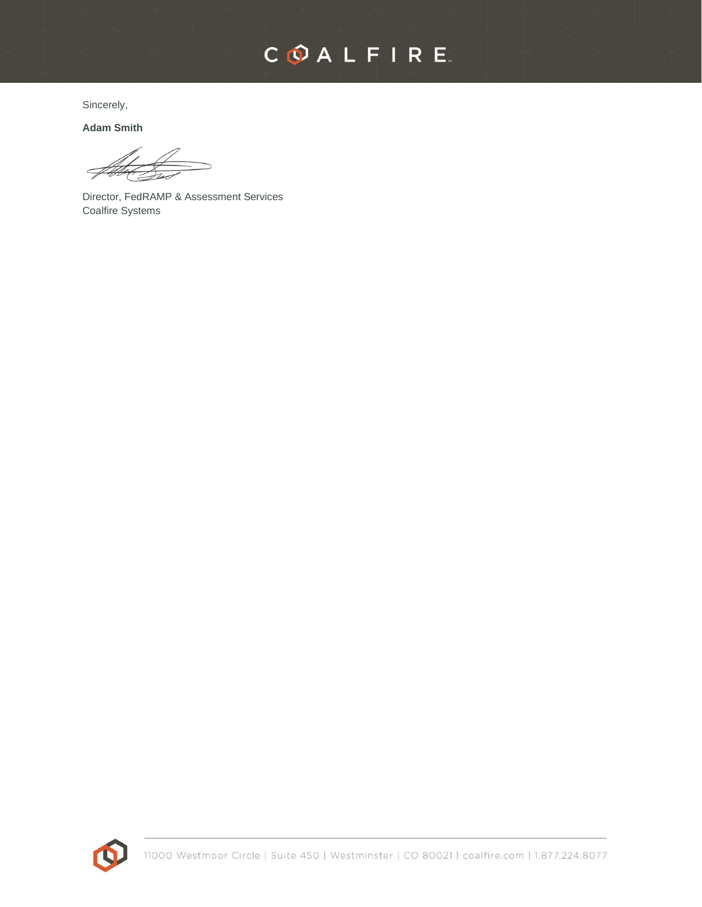Sincerely,

**Adam Smith**

Director, FedRAMP & Assessment Services
Coalfire Systems